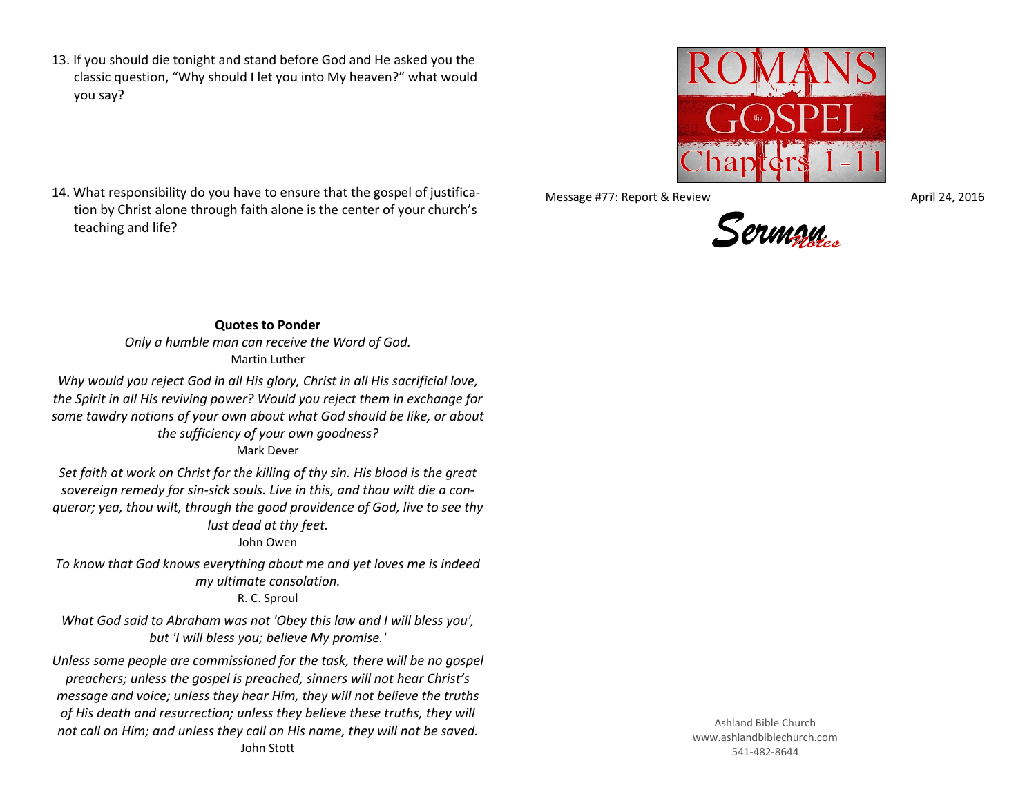13. If you should die tonight and stand before God and He asked you the classic question, "Why should I let you into My heaven?" what would you say?

14. What responsibility do you have to ensure that the gospel of justification by Christ alone through faith alone is the center of your church's teaching and life?

**Quotes to Ponder**

*Only a humble man can receive the Word of God.*
Martin Luther

*Why would you reject God in all His glory, Christ in all His sacrificial love, the Spirit in all His reviving power? Would you reject them in exchange for some tawdry notions of your own about what God should be like, or about the sufficiency of your own goodness?*
Mark Dever

*Set faith at work on Christ for the killing of thy sin. His blood is the great sovereign remedy for sin-sick souls. Live in this, and thou wilt die a conqueror; yea, thou wilt, through the good providence of God, live to see thy lust dead at thy feet.*
John Owen

*To know that God knows everything about me and yet loves me is indeed my ultimate consolation.*
R. C. Sproul

*What God said to Abraham was not 'Obey this law and I will bless you', but 'I will bless you; believe My promise.'*

*Unless some people are commissioned for the task, there will be no gospel preachers; unless the gospel is preached, sinners will not hear Christ's message and voice; unless they hear Him, they will not believe the truths of His death and resurrection; unless they believe these truths, they will not call on Him; and unless they call on His name, they will not be saved.*
John Stott

ROMANS the GOSPEL Chapters 1-11

Message #77: Report & Review April 24, 2016

Sermon Notes

Ashland Bible Church
www.ashlandbiblechurch.com
541-482-8644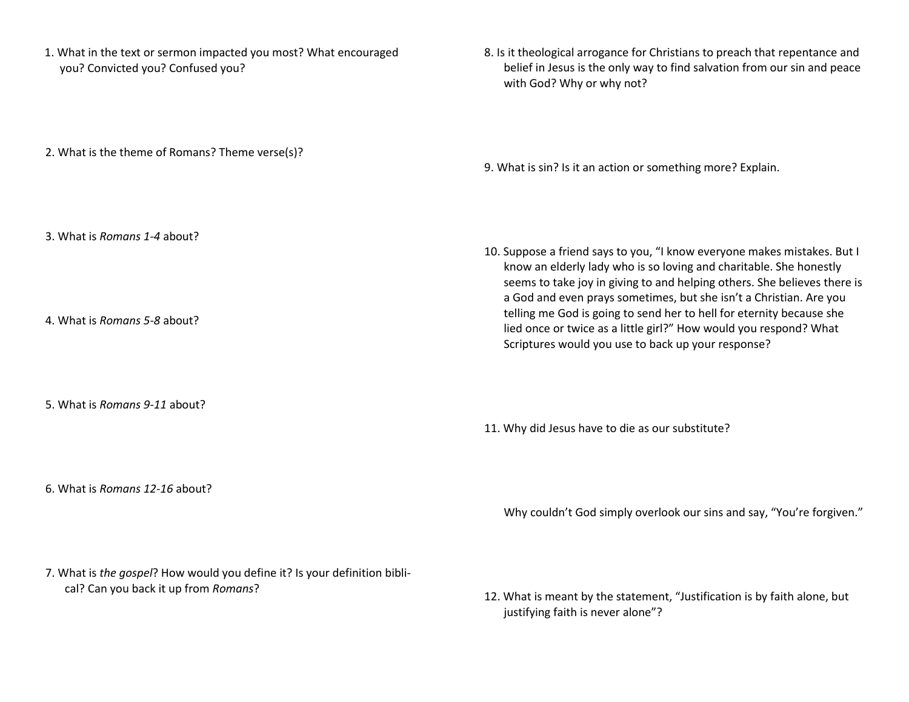1. What in the text or sermon impacted you most? What encouraged you? Convicted you? Confused you?

2. What is the theme of Romans? Theme verse(s)?

3. What is *Romans 1-4* about?

4. What is *Romans 5-8* about?

5. What is *Romans 9-11* about?

6. What is *Romans 12-16* about?

7. What is *the gospel*? How would you define it? Is your definition biblical? Can you back it up from *Romans*?

8. Is it theological arrogance for Christians to preach that repentance and belief in Jesus is the only way to find salvation from our sin and peace with God? Why or why not?

9. What is sin? Is it an action or something more? Explain.

10. Suppose a friend says to you, "I know everyone makes mistakes. But I know an elderly lady who is so loving and charitable. She honestly seems to take joy in giving to and helping others. She believes there is a God and even prays sometimes, but she isn't a Christian. Are you telling me God is going to send her to hell for eternity because she lied once or twice as a little girl?" How would you respond? What Scriptures would you use to back up your response?

11. Why did Jesus have to die as our substitute?

    Why couldn't God simply overlook our sins and say, "You're forgiven."

12. What is meant by the statement, "Justification is by faith alone, but justifying faith is never alone"?